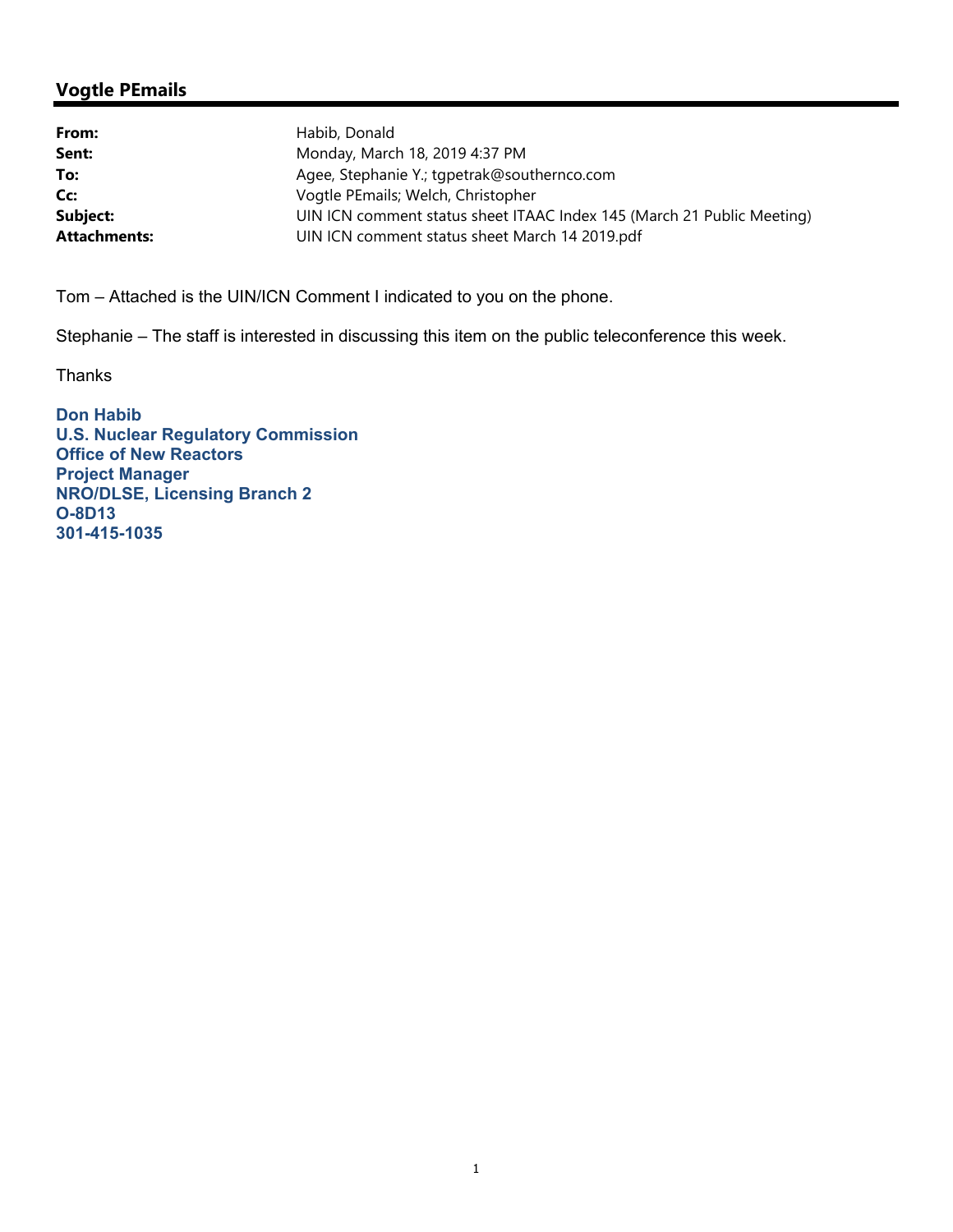## Vogtle PEmails

| | |
|---|---|
| **From:** | Habib, Donald |
| **Sent:** | Monday, March 18, 2019 4:37 PM |
| **To:** | Agee, Stephanie Y.; tgpetrak@southernco.com |
| **Cc:** | Vogtle PEmails; Welch, Christopher |
| **Subject:** | UIN ICN comment status sheet ITAAC Index 145 (March 21 Public Meeting) |
| **Attachments:** | UIN ICN comment status sheet March 14 2019.pdf |

Tom – Attached is the UIN/ICN Comment I indicated to you on the phone.

Stephanie – The staff is interested in discussing this item on the public teleconference this week.

Thanks

**Don Habib**
**U.S. Nuclear Regulatory Commission**
**Office of New Reactors**
**Project Manager**
**NRO/DLSE, Licensing Branch 2**
**O-8D13**
**301-415-1035**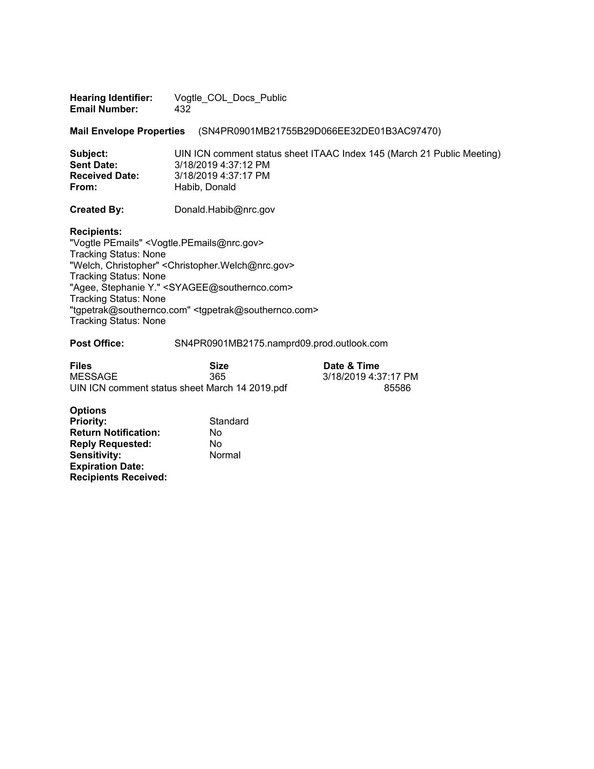**Hearing Identifier:** Vogtle_COL_Docs_Public
**Email Number:** 432

**Mail Envelope Properties** (SN4PR0901MB21755B29D066EE32DE01B3AC97470)

**Subject:** UIN ICN comment status sheet ITAAC Index 145 (March 21 Public Meeting)
**Sent Date:** 3/18/2019 4:37:12 PM
**Received Date:** 3/18/2019 4:37:17 PM
**From:** Habib, Donald

**Created By:** Donald.Habib@nrc.gov

**Recipients:**
"Vogtle PEmails" <Vogtle.PEmails@nrc.gov>
Tracking Status: None
"Welch, Christopher" <Christopher.Welch@nrc.gov>
Tracking Status: None
"Agee, Stephanie Y." <SYAGEE@southernco.com>
Tracking Status: None
"tgpetrak@southernco.com" <tgpetrak@southernco.com>
Tracking Status: None

**Post Office:** SN4PR0901MB2175.namprd09.prod.outlook.com

| Files | Size | Date & Time |
|---|---|---|
| MESSAGE | 365 | 3/18/2019 4:37:17 PM |
| UIN ICN comment status sheet March 14 2019.pdf | 85586 | |

**Options**
**Priority:** Standard
**Return Notification:** No
**Reply Requested:** No
**Sensitivity:** Normal
**Expiration Date:**
**Recipients Received:**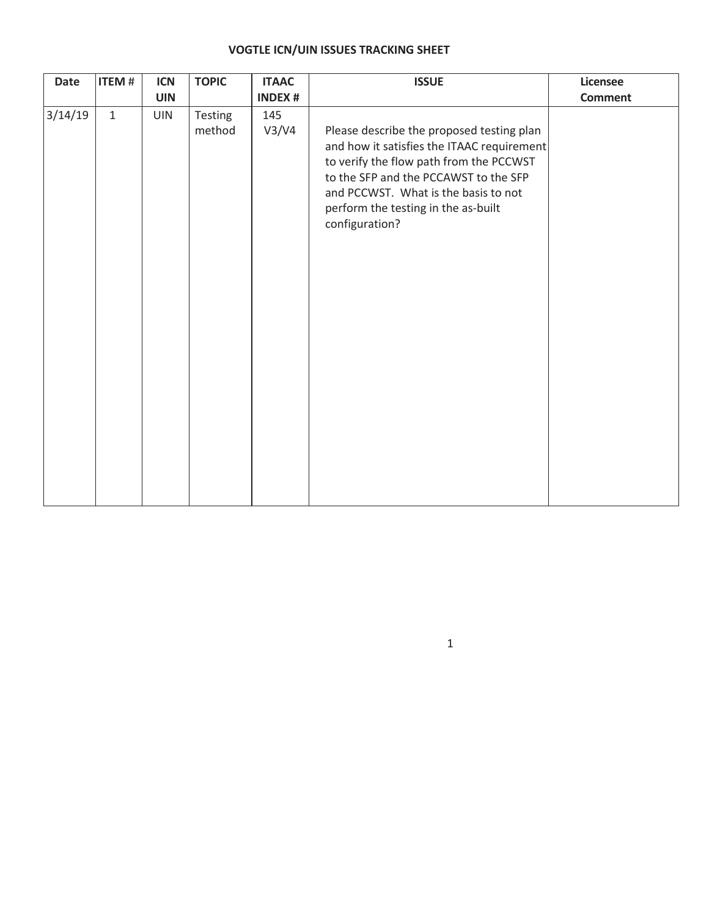**VOGTLE ICN/UIN ISSUES TRACKING SHEET**

| Date | ITEM # | ICN UIN | TOPIC | ITAAC INDEX # | ISSUE | Licensee Comment |
|---|---|---|---|---|---|---|
| 3/14/19 | 1 | UIN | Testing method | 145 V3/V4 | Please describe the proposed testing plan and how it satisfies the ITAAC requirement to verify the flow path from the PCCWST to the SFP and the PCCAWST to the SFP and PCCWST. What is the basis to not perform the testing in the as-built configuration? | |